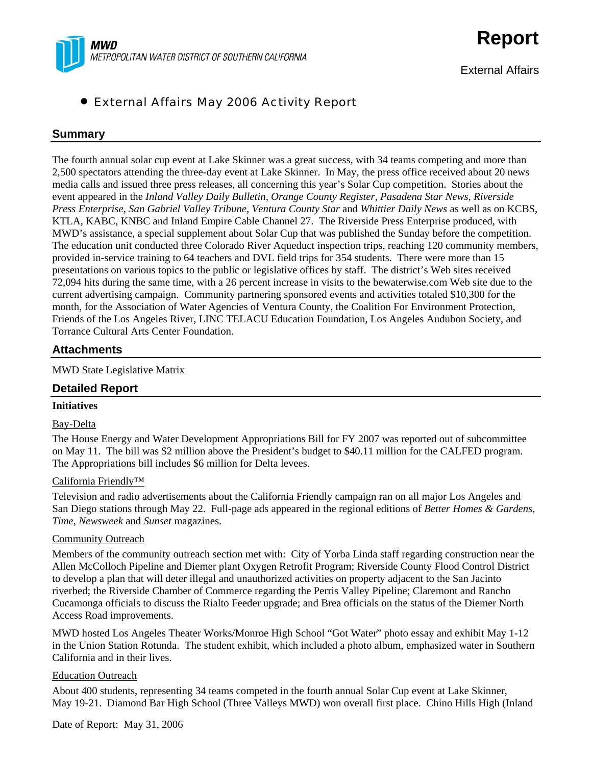**MWD**
*METROPOLITAN WATER DISTRICT OF SOUTHERN CALIFORNIA*

# Report

External Affairs

- External Affairs May 2006 Activity Report

## Summary

The fourth annual solar cup event at Lake Skinner was a great success, with 34 teams competing and more than 2,500 spectators attending the three-day event at Lake Skinner. In May, the press office received about 20 news media calls and issued three press releases, all concerning this year's Solar Cup competition. Stories about the event appeared in the *Inland Valley Daily Bulletin, Orange County Register, Pasadena Star News, Riverside Press Enterprise, San Gabriel Valley Tribune, Ventura County Star* and *Whittier Daily News* as well as on KCBS, KTLA, KABC, KNBC and Inland Empire Cable Channel 27. The Riverside Press Enterprise produced, with MWD's assistance, a special supplement about Solar Cup that was published the Sunday before the competition. The education unit conducted three Colorado River Aqueduct inspection trips, reaching 120 community members, provided in-service training to 64 teachers and DVL field trips for 354 students. There were more than 15 presentations on various topics to the public or legislative offices by staff. The district's Web sites received 72,094 hits during the same time, with a 26 percent increase in visits to the bewaterwise.com Web site due to the current advertising campaign. Community partnering sponsored events and activities totaled $10,300 for the month, for the Association of Water Agencies of Ventura County, the Coalition For Environment Protection, Friends of the Los Angeles River, LINC TELACU Education Foundation, Los Angeles Audubon Society, and Torrance Cultural Arts Center Foundation.

## Attachments

MWD State Legislative Matrix

## Detailed Report

**Initiatives**

Bay-Delta

The House Energy and Water Development Appropriations Bill for FY 2007 was reported out of subcommittee on May 11. The bill was $2 million above the President's budget to $40.11 million for the CALFED program. The Appropriations bill includes $6 million for Delta levees.

California Friendly™

Television and radio advertisements about the California Friendly campaign ran on all major Los Angeles and San Diego stations through May 22. Full-page ads appeared in the regional editions of *Better Homes & Gardens, Time, Newsweek* and *Sunset* magazines.

Community Outreach

Members of the community outreach section met with: City of Yorba Linda staff regarding construction near the Allen McColloch Pipeline and Diemer plant Oxygen Retrofit Program; Riverside County Flood Control District to develop a plan that will deter illegal and unauthorized activities on property adjacent to the San Jacinto riverbed; the Riverside Chamber of Commerce regarding the Perris Valley Pipeline; Claremont and Rancho Cucamonga officials to discuss the Rialto Feeder upgrade; and Brea officials on the status of the Diemer North Access Road improvements.

MWD hosted Los Angeles Theater Works/Monroe High School "Got Water" photo essay and exhibit May 1-12 in the Union Station Rotunda. The student exhibit, which included a photo album, emphasized water in Southern California and in their lives.

Education Outreach

About 400 students, representing 34 teams competed in the fourth annual Solar Cup event at Lake Skinner, May 19-21. Diamond Bar High School (Three Valleys MWD) won overall first place. Chino Hills High (Inland

Date of Report: May 31, 2006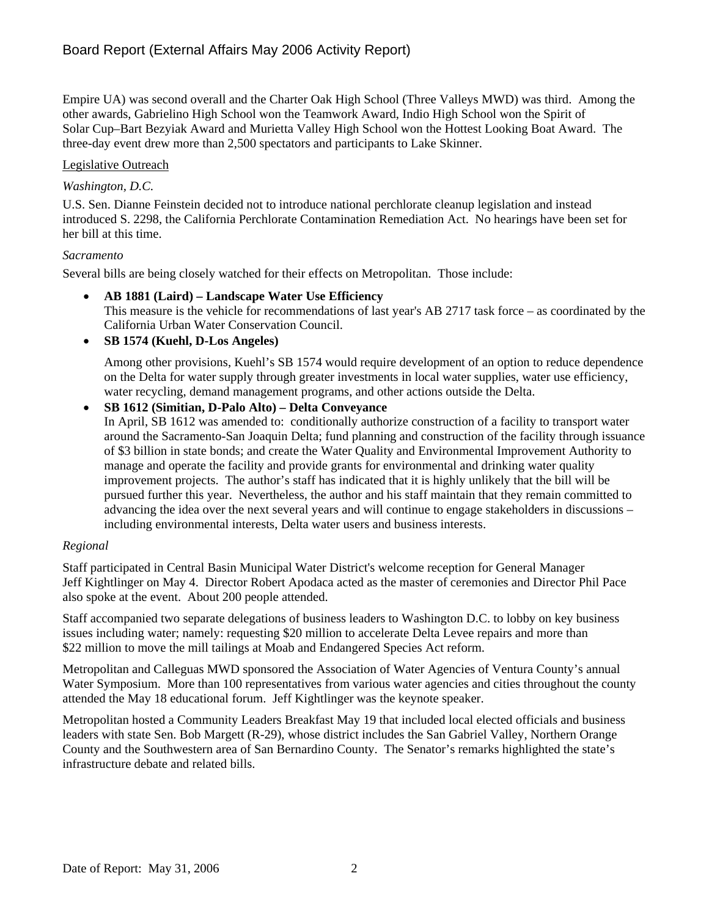Empire UA) was second overall and the Charter Oak High School (Three Valleys MWD) was third. Among the other awards, Gabrielino High School won the Teamwork Award, Indio High School won the Spirit of Solar Cup–Bart Bezyiak Award and Murietta Valley High School won the Hottest Looking Boat Award. The three-day event drew more than 2,500 spectators and participants to Lake Skinner.

## Legislative Outreach

*Washington, D.C.*

U.S. Sen. Dianne Feinstein decided not to introduce national perchlorate cleanup legislation and instead introduced S. 2298, the California Perchlorate Contamination Remediation Act. No hearings have been set for her bill at this time.

*Sacramento*

Several bills are being closely watched for their effects on Metropolitan. Those include:

- **AB 1881 (Laird) – Landscape Water Use Efficiency**
  This measure is the vehicle for recommendations of last year's AB 2717 task force – as coordinated by the California Urban Water Conservation Council.
- **SB 1574 (Kuehl, D-Los Angeles)**

  Among other provisions, Kuehl's SB 1574 would require development of an option to reduce dependence on the Delta for water supply through greater investments in local water supplies, water use efficiency, water recycling, demand management programs, and other actions outside the Delta.
- **SB 1612 (Simitian, D-Palo Alto) – Delta Conveyance**
  In April, SB 1612 was amended to: conditionally authorize construction of a facility to transport water around the Sacramento-San Joaquin Delta; fund planning and construction of the facility through issuance of $3 billion in state bonds; and create the Water Quality and Environmental Improvement Authority to manage and operate the facility and provide grants for environmental and drinking water quality improvement projects. The author's staff has indicated that it is highly unlikely that the bill will be pursued further this year. Nevertheless, the author and his staff maintain that they remain committed to advancing the idea over the next several years and will continue to engage stakeholders in discussions – including environmental interests, Delta water users and business interests.

*Regional*

Staff participated in Central Basin Municipal Water District's welcome reception for General Manager Jeff Kightlinger on May 4. Director Robert Apodaca acted as the master of ceremonies and Director Phil Pace also spoke at the event. About 200 people attended.

Staff accompanied two separate delegations of business leaders to Washington D.C. to lobby on key business issues including water; namely: requesting $20 million to accelerate Delta Levee repairs and more than $22 million to move the mill tailings at Moab and Endangered Species Act reform.

Metropolitan and Calleguas MWD sponsored the Association of Water Agencies of Ventura County's annual Water Symposium. More than 100 representatives from various water agencies and cities throughout the county attended the May 18 educational forum. Jeff Kightlinger was the keynote speaker.

Metropolitan hosted a Community Leaders Breakfast May 19 that included local elected officials and business leaders with state Sen. Bob Margett (R-29), whose district includes the San Gabriel Valley, Northern Orange County and the Southwestern area of San Bernardino County. The Senator's remarks highlighted the state's infrastructure debate and related bills.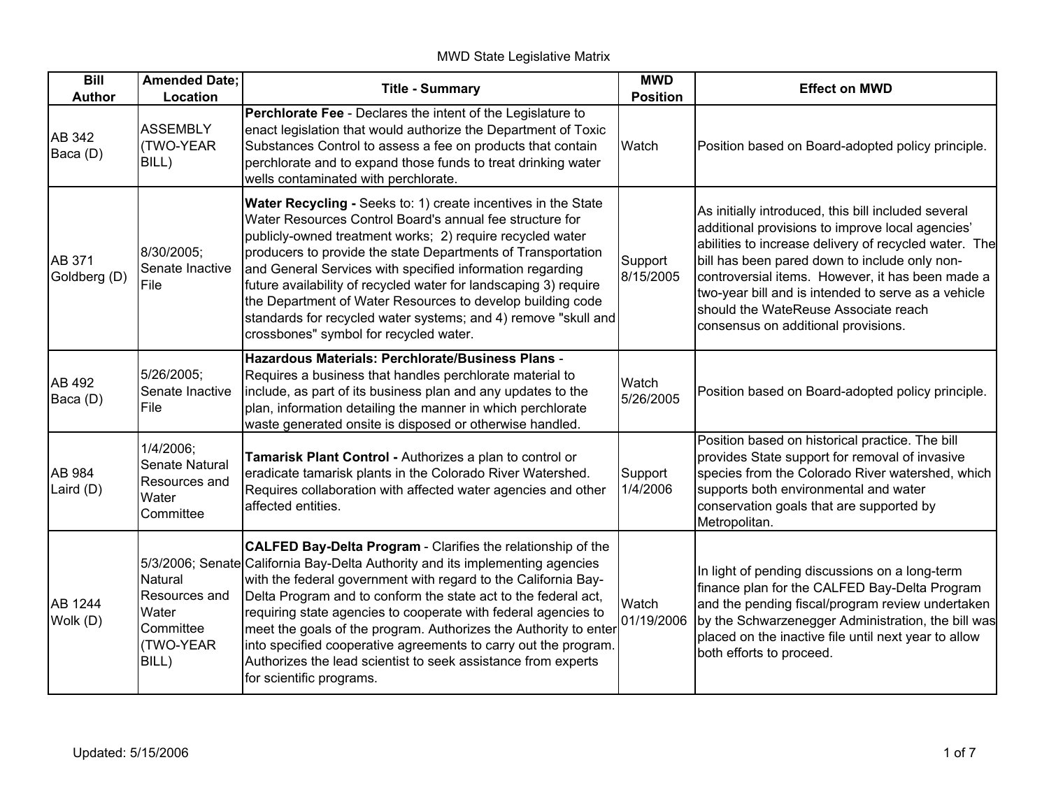MWD State Legislative Matrix

| Bill Author | Amended Date; Location | Title - Summary | MWD Position | Effect on MWD |
|---|---|---|---|---|
| AB 342 Baca (D) | ASSEMBLY (TWO-YEAR BILL) | **Perchlorate Fee** - Declares the intent of the Legislature to enact legislation that would authorize the Department of Toxic Substances Control to assess a fee on products that contain perchlorate and to expand those funds to treat drinking water wells contaminated with perchlorate. | Watch | Position based on Board-adopted policy principle. |
| AB 371 Goldberg (D) | 8/30/2005; Senate Inactive File | **Water Recycling -** Seeks to: 1) create incentives in the State Water Resources Control Board's annual fee structure for publicly-owned treatment works; 2) require recycled water producers to provide the state Departments of Transportation and General Services with specified information regarding future availability of recycled water for landscaping 3) require the Department of Water Resources to develop building code standards for recycled water systems; and 4) remove "skull and crossbones" symbol for recycled water. | Support 8/15/2005 | As initially introduced, this bill included several additional provisions to improve local agencies' abilities to increase delivery of recycled water. The bill has been pared down to include only non-controversial items. However, it has been made a two-year bill and is intended to serve as a vehicle should the WateReuse Associate reach consensus on additional provisions. |
| AB 492 Baca (D) | 5/26/2005; Senate Inactive File | **Hazardous Materials: Perchlorate/Business Plans** - Requires a business that handles perchlorate material to include, as part of its business plan and any updates to the plan, information detailing the manner in which perchlorate waste generated onsite is disposed or otherwise handled. | Watch 5/26/2005 | Position based on Board-adopted policy principle. |
| AB 984 Laird (D) | 1/4/2006; Senate Natural Resources and Water Committee | **Tamarisk Plant Control -** Authorizes a plan to control or eradicate tamarisk plants in the Colorado River Watershed. Requires collaboration with affected water agencies and other affected entities. | Support 1/4/2006 | Position based on historical practice. The bill provides State support for removal of invasive species from the Colorado River watershed, which supports both environmental and water conservation goals that are supported by Metropolitan. |
| AB 1244 Wolk (D) | 5/3/2006; Senate Natural Resources and Water Committee (TWO-YEAR BILL) | **CALFED Bay-Delta Program** - Clarifies the relationship of the California Bay-Delta Authority and its implementing agencies with the federal government with regard to the California Bay-Delta Program and to conform the state act to the federal act, requiring state agencies to cooperate with federal agencies to meet the goals of the program. Authorizes the Authority to enter into specified cooperative agreements to carry out the program. Authorizes the lead scientist to seek assistance from experts for scientific programs. | Watch 01/19/2006 | In light of pending discussions on a long-term finance plan for the CALFED Bay-Delta Program and the pending fiscal/program review undertaken by the Schwarzenegger Administration, the bill was placed on the inactive file until next year to allow both efforts to proceed. |

Updated: 5/15/2006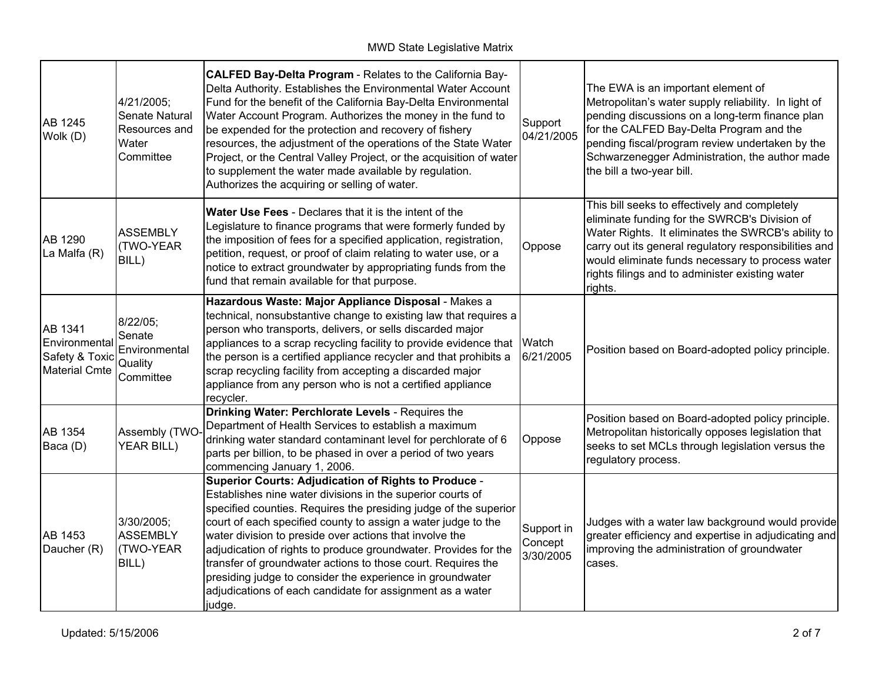| AB 1245 Wolk (D) | 4/21/2005; Senate Natural Resources and Water Committee | **CALFED Bay-Delta Program** - Relates to the California Bay-Delta Authority. Establishes the Environmental Water Account Fund for the benefit of the California Bay-Delta Environmental Water Account Program. Authorizes the money in the fund to be expended for the protection and recovery of fishery resources, the adjustment of the operations of the State Water Project, or the Central Valley Project, or the acquisition of water to supplement the water made available by regulation. Authorizes the acquiring or selling of water. | Support 04/21/2005 | The EWA is an important element of Metropolitan's water supply reliability. In light of pending discussions on a long-term finance plan for the CALFED Bay-Delta Program and the pending fiscal/program review undertaken by the Schwarzenegger Administration, the author made the bill a two-year bill. |
|---|---|---|---|---|
| AB 1290 La Malfa (R) | ASSEMBLY (TWO-YEAR BILL) | **Water Use Fees** - Declares that it is the intent of the Legislature to finance programs that were formerly funded by the imposition of fees for a specified application, registration, petition, request, or proof of claim relating to water use, or a notice to extract groundwater by appropriating funds from the fund that remain available for that purpose. | Oppose | This bill seeks to effectively and completely eliminate funding for the SWRCB's Division of Water Rights. It eliminates the SWRCB's ability to carry out its general regulatory responsibilities and would eliminate funds necessary to process water rights filings and to administer existing water rights. |
| AB 1341 Environmental Safety & Toxic Material Cmte | 8/22/05; Senate Environmental Quality Committee | **Hazardous Waste: Major Appliance Disposal** - Makes a technical, nonsubstantive change to existing law that requires a person who transports, delivers, or sells discarded major appliances to a scrap recycling facility to provide evidence that the person is a certified appliance recycler and that prohibits a scrap recycling facility from accepting a discarded major appliance from any person who is not a certified appliance recycler. | Watch 6/21/2005 | Position based on Board-adopted policy principle. |
| AB 1354 Baca (D) | Assembly (TWO-YEAR BILL) | **Drinking Water: Perchlorate Levels** - Requires the Department of Health Services to establish a maximum drinking water standard contaminant level for perchlorate of 6 parts per billion, to be phased in over a period of two years commencing January 1, 2006. | Oppose | Position based on Board-adopted policy principle. Metropolitan historically opposes legislation that seeks to set MCLs through legislation versus the regulatory process. |
| AB 1453 Daucher (R) | 3/30/2005; ASSEMBLY (TWO-YEAR BILL) | **Superior Courts: Adjudication of Rights to Produce** - Establishes nine water divisions in the superior courts of specified counties. Requires the presiding judge of the superior court of each specified county to assign a water judge to the water division to preside over actions that involve the adjudication of rights to produce groundwater. Provides for the transfer of groundwater actions to those court. Requires the presiding judge to consider the experience in groundwater adjudications of each candidate for assignment as a water judge. | Support in Concept 3/30/2005 | Judges with a water law background would provide greater efficiency and expertise in adjudicating and improving the administration of groundwater cases. |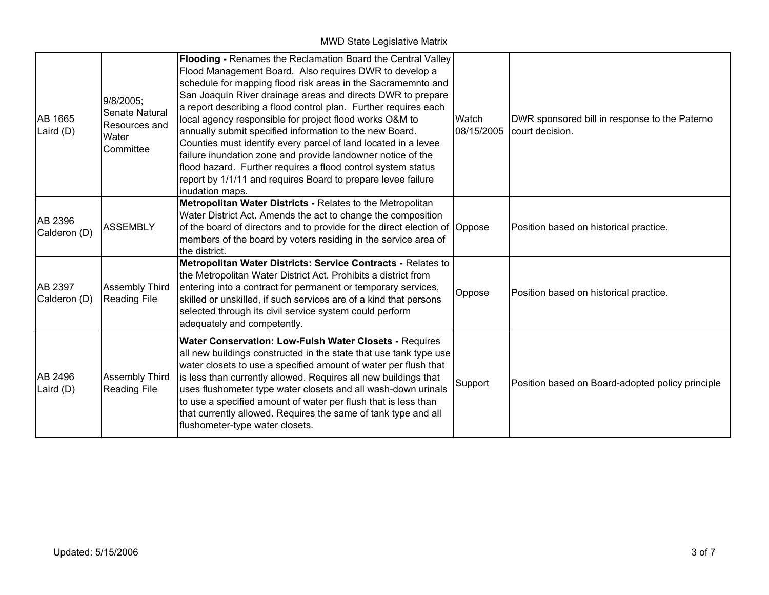| | | | | |
|---|---|---|---|---|
| AB 1665 Laird (D) | 9/8/2005; Senate Natural Resources and Water Committee | **Flooding -** Renames the Reclamation Board the Central Valley Flood Management Board. Also requires DWR to develop a schedule for mapping flood risk areas in the Sacramemnto and San Joaquin River drainage areas and directs DWR to prepare a report describing a flood control plan. Further requires each local agency responsible for project flood works O&M to annually submit specified information to the new Board. Counties must identify every parcel of land located in a levee failure inundation zone and provide landowner notice of the flood hazard. Further requires a flood control system status report by 1/1/11 and requires Board to prepare levee failure inudation maps. | Watch 08/15/2005 | DWR sponsored bill in response to the Paterno court decision. |
| AB 2396 Calderon (D) | ASSEMBLY | **Metropolitan Water Districts -** Relates to the Metropolitan Water District Act. Amends the act to change the composition of the board of directors and to provide for the direct election of members of the board by voters residing in the service area of the district. | Oppose | Position based on historical practice. |
| AB 2397 Calderon (D) | Assembly Third Reading File | **Metropolitan Water Districts: Service Contracts -** Relates to the Metropolitan Water District Act. Prohibits a district from entering into a contract for permanent or temporary services, skilled or unskilled, if such services are of a kind that persons selected through its civil service system could perform adequately and competently. | Oppose | Position based on historical practice. |
| AB 2496 Laird (D) | Assembly Third Reading File | **Water Conservation: Low-Fulsh Water Closets -** Requires all new buildings constructed in the state that use tank type use water closets to use a specified amount of water per flush that is less than currently allowed. Requires all new buildings that uses flushometer type water closets and all wash-down urinals to use a specified amount of water per flush that is less than that currently allowed. Requires the same of tank type and all flushometer-type water closets. | Support | Position based on Board-adopted policy principle |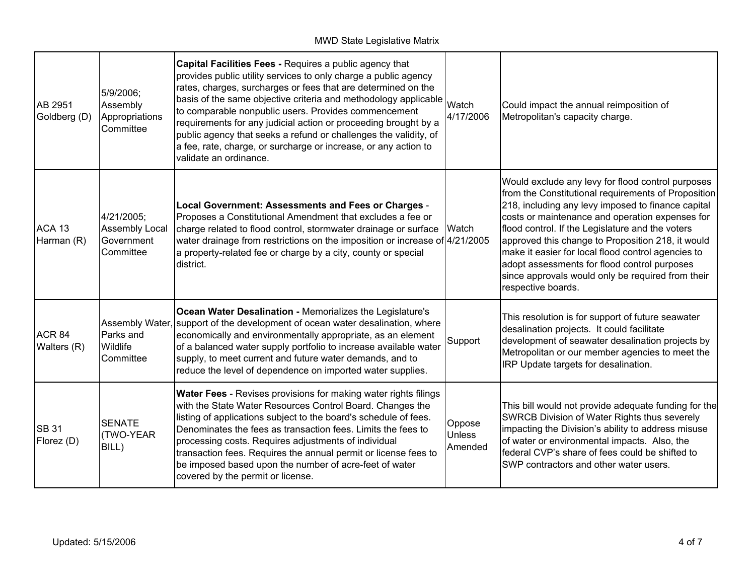| | | | | |
|---|---|---|---|---|
| AB 2951 Goldberg (D) | 5/9/2006; Assembly Appropriations Committee | **Capital Facilities Fees -** Requires a public agency that provides public utility services to only charge a public agency rates, charges, surcharges or fees that are determined on the basis of the same objective criteria and methodology applicable to comparable nonpublic users. Provides commencement requirements for any judicial action or proceeding brought by a public agency that seeks a refund or challenges the validity, of a fee, rate, charge, or surcharge or increase, or any action to validate an ordinance. | Watch 4/17/2006 | Could impact the annual reimposition of Metropolitan's capacity charge. |
| ACA 13 Harman (R) | 4/21/2005; Assembly Local Government Committee | **Local Government: Assessments and Fees or Charges** - Proposes a Constitutional Amendment that excludes a fee or charge related to flood control, stormwater drainage or surface water drainage from restrictions on the imposition or increase of a property-related fee or charge by a city, county or special district. | Watch 4/21/2005 | Would exclude any levy for flood control purposes from the Constitutional requirements of Proposition 218, including any levy imposed to finance capital costs or maintenance and operation expenses for flood control. If the Legislature and the voters approved this change to Proposition 218, it would make it easier for local flood control agencies to adopt assessments for flood control purposes since approvals would only be required from their respective boards. |
| ACR 84 Walters (R) | Assembly Water, Parks and Wildlife Committee | **Ocean Water Desalination -** Memorializes the Legislature's support of the development of ocean water desalination, where economically and environmentally appropriate, as an element of a balanced water supply portfolio to increase available water supply, to meet current and future water demands, and to reduce the level of dependence on imported water supplies. | Support | This resolution is for support of future seawater desalination projects. It could facilitate development of seawater desalination projects by Metropolitan or our member agencies to meet the IRP Update targets for desalination. |
| SB 31 Florez (D) | SENATE (TWO-YEAR BILL) | **Water Fees** - Revises provisions for making water rights filings with the State Water Resources Control Board. Changes the listing of applications subject to the board's schedule of fees. Denominates the fees as transaction fees. Limits the fees to processing costs. Requires adjustments of individual transaction fees. Requires the annual permit or license fees to be imposed based upon the number of acre-feet of water covered by the permit or license. | Oppose Unless Amended | This bill would not provide adequate funding for the SWRCB Division of Water Rights thus severely impacting the Division's ability to address misuse of water or environmental impacts. Also, the federal CVP's share of fees could be shifted to SWP contractors and other water users. |

Updated: 5/15/2006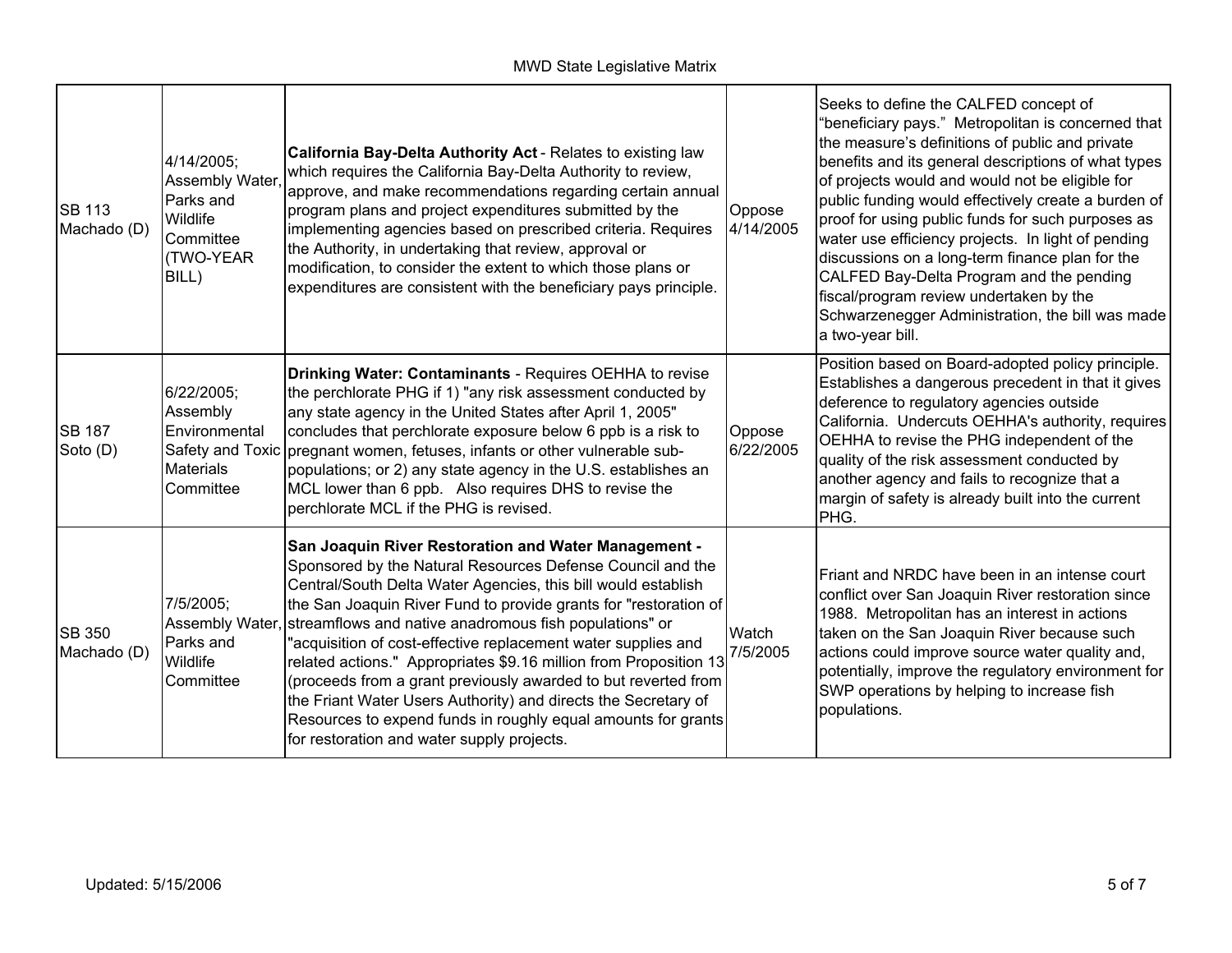| | | | | |
|---|---|---|---|---|
| SB 113 Machado (D) | 4/14/2005; Assembly Water, Parks and Wildlife Committee (TWO-YEAR BILL) | **California Bay-Delta Authority Act** - Relates to existing law which requires the California Bay-Delta Authority to review, approve, and make recommendations regarding certain annual program plans and project expenditures submitted by the implementing agencies based on prescribed criteria. Requires the Authority, in undertaking that review, approval or modification, to consider the extent to which those plans or expenditures are consistent with the beneficiary pays principle. | Oppose 4/14/2005 | Seeks to define the CALFED concept of "beneficiary pays." Metropolitan is concerned that the measure's definitions of public and private benefits and its general descriptions of what types of projects would and would not be eligible for public funding would effectively create a burden of proof for using public funds for such purposes as water use efficiency projects. In light of pending discussions on a long-term finance plan for the CALFED Bay-Delta Program and the pending fiscal/program review undertaken by the Schwarzenegger Administration, the bill was made a two-year bill. |
| SB 187 Soto (D) | 6/22/2005; Assembly Environmental Safety and Toxic Materials Committee | **Drinking Water: Contaminants** - Requires OEHHA to revise the perchlorate PHG if 1) "any risk assessment conducted by any state agency in the United States after April 1, 2005" concludes that perchlorate exposure below 6 ppb is a risk to pregnant women, fetuses, infants or other vulnerable sub-populations; or 2) any state agency in the U.S. establishes an MCL lower than 6 ppb. Also requires DHS to revise the perchlorate MCL if the PHG is revised. | Oppose 6/22/2005 | Position based on Board-adopted policy principle. Establishes a dangerous precedent in that it gives deference to regulatory agencies outside California. Undercuts OEHHA's authority, requires OEHHA to revise the PHG independent of the quality of the risk assessment conducted by another agency and fails to recognize that a margin of safety is already built into the current PHG. |
| SB 350 Machado (D) | 7/5/2005; Assembly Water, Parks and Wildlife Committee | **San Joaquin River Restoration and Water Management -** Sponsored by the Natural Resources Defense Council and the Central/South Delta Water Agencies, this bill would establish the San Joaquin River Fund to provide grants for "restoration of streamflows and native anadromous fish populations" or "acquisition of cost-effective replacement water supplies and related actions." Appropriates $9.16 million from Proposition 13 (proceeds from a grant previously awarded to but reverted from the Friant Water Users Authority) and directs the Secretary of Resources to expend funds in roughly equal amounts for grants for restoration and water supply projects. | Watch 7/5/2005 | Friant and NRDC have been in an intense court conflict over San Joaquin River restoration since 1988. Metropolitan has an interest in actions taken on the San Joaquin River because such actions could improve source water quality and, potentially, improve the regulatory environment for SWP operations by helping to increase fish populations. |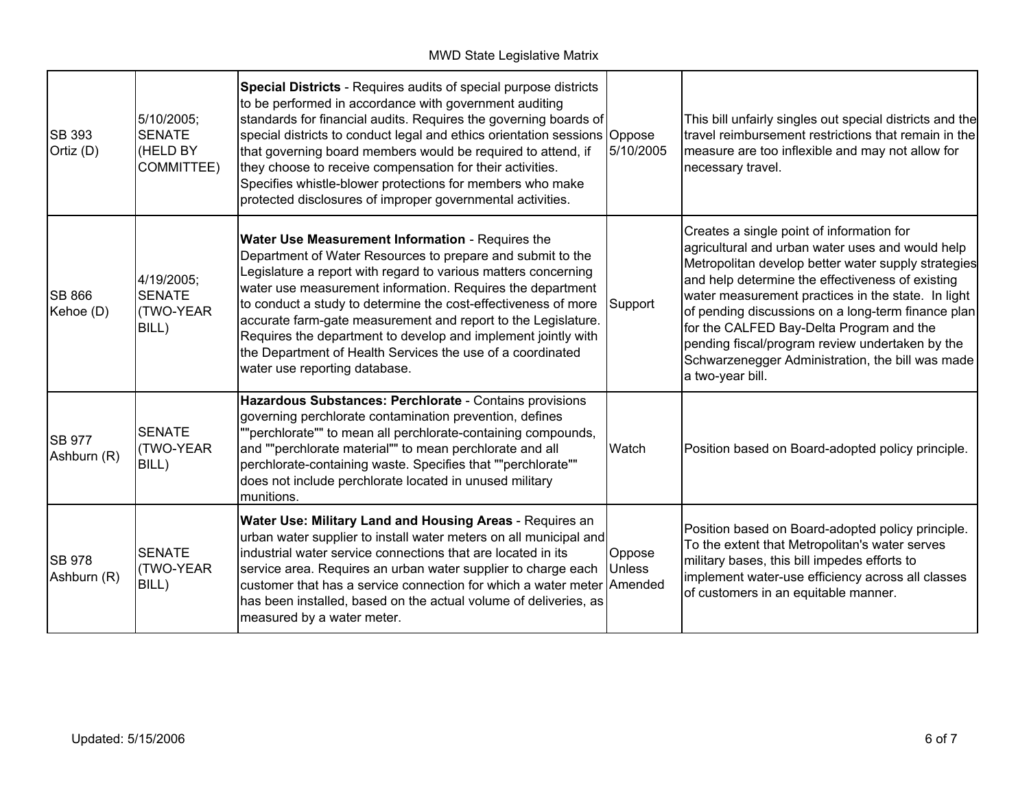| | | | | |
|---|---|---|---|---|
| SB 393<br>Ortiz (D) | 5/10/2005;<br>SENATE<br>(HELD BY<br>COMMITTEE) | **Special Districts** - Requires audits of special purpose districts to be performed in accordance with government auditing standards for financial audits. Requires the governing boards of special districts to conduct legal and ethics orientation sessions that governing board members would be required to attend, if they choose to receive compensation for their activities. Specifies whistle-blower protections for members who make protected disclosures of improper governmental activities. | Oppose<br>5/10/2005 | This bill unfairly singles out special districts and the travel reimbursement restrictions that remain in the measure are too inflexible and may not allow for necessary travel. |
| SB 866<br>Kehoe (D) | 4/19/2005;<br>SENATE<br>(TWO-YEAR<br>BILL) | **Water Use Measurement Information** - Requires the Department of Water Resources to prepare and submit to the Legislature a report with regard to various matters concerning water use measurement information. Requires the department to conduct a study to determine the cost-effectiveness of more accurate farm-gate measurement and report to the Legislature. Requires the department to develop and implement jointly with the Department of Health Services the use of a coordinated water use reporting database. | Support | Creates a single point of information for agricultural and urban water uses and would help Metropolitan develop better water supply strategies and help determine the effectiveness of existing water measurement practices in the state. In light of pending discussions on a long-term finance plan for the CALFED Bay-Delta Program and the pending fiscal/program review undertaken by the Schwarzenegger Administration, the bill was made a two-year bill. |
| SB 977<br>Ashburn (R) | SENATE<br>(TWO-YEAR<br>BILL) | **Hazardous Substances: Perchlorate** - Contains provisions governing perchlorate contamination prevention, defines ""perchlorate"" to mean all perchlorate-containing compounds, and ""perchlorate material"" to mean perchlorate and all perchlorate-containing waste. Specifies that ""perchlorate"" does not include perchlorate located in unused military munitions. | Watch | Position based on Board-adopted policy principle. |
| SB 978<br>Ashburn (R) | SENATE<br>(TWO-YEAR<br>BILL) | **Water Use: Military Land and Housing Areas** - Requires an urban water supplier to install water meters on all municipal and industrial water service connections that are located in its service area. Requires an urban water supplier to charge each customer that has a service connection for which a water meter has been installed, based on the actual volume of deliveries, as measured by a water meter. | Oppose<br>Unless<br>Amended | Position based on Board-adopted policy principle. To the extent that Metropolitan's water serves military bases, this bill impedes efforts to implement water-use efficiency across all classes of customers in an equitable manner. |

Updated: 5/15/2006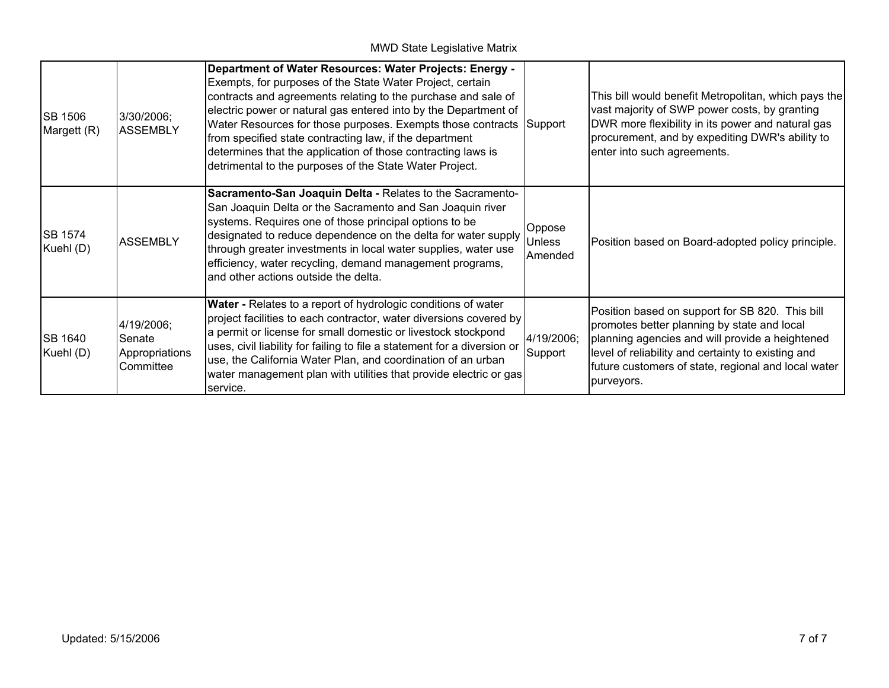| | | | | |
|---|---|---|---|---|
| SB 1506 Margett (R) | 3/30/2006; ASSEMBLY | **Department of Water Resources: Water Projects: Energy -** Exempts, for purposes of the State Water Project, certain contracts and agreements relating to the purchase and sale of electric power or natural gas entered into by the Department of Water Resources for those purposes. Exempts those contracts from specified state contracting law, if the department determines that the application of those contracting laws is detrimental to the purposes of the State Water Project. | Support | This bill would benefit Metropolitan, which pays the vast majority of SWP power costs, by granting DWR more flexibility in its power and natural gas procurement, and by expediting DWR's ability to enter into such agreements. |
| SB 1574 Kuehl (D) | ASSEMBLY | **Sacramento-San Joaquin Delta -** Relates to the Sacramento-San Joaquin Delta or the Sacramento and San Joaquin river systems. Requires one of those principal options to be designated to reduce dependence on the delta for water supply through greater investments in local water supplies, water use efficiency, water recycling, demand management programs, and other actions outside the delta. | Oppose Unless Amended | Position based on Board-adopted policy principle. |
| SB 1640 Kuehl (D) | 4/19/2006; Senate Appropriations Committee | **Water -** Relates to a report of hydrologic conditions of water project facilities to each contractor, water diversions covered by a permit or license for small domestic or livestock stockpond uses, civil liability for failing to file a statement for a diversion or use, the California Water Plan, and coordination of an urban water management plan with utilities that provide electric or gas service. | 4/19/2006; Support | Position based on support for SB 820. This bill promotes better planning by state and local planning agencies and will provide a heightened level of reliability and certainty to existing and future customers of state, regional and local water purveyors. |